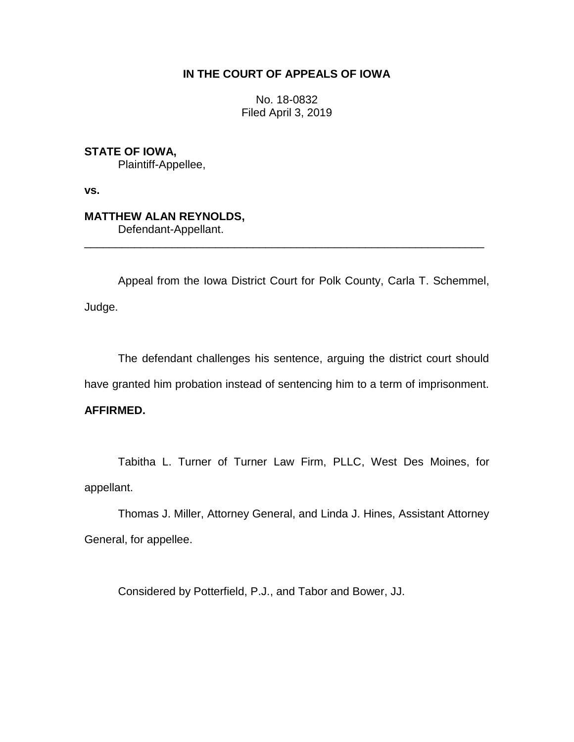**IN THE COURT OF APPEALS OF IOWA**

No. 18-0832
Filed April 3, 2019

**STATE OF IOWA,**
Plaintiff-Appellee,

**vs.**

**MATTHEW ALAN REYNOLDS,**
Defendant-Appellant.

---

Appeal from the Iowa District Court for Polk County, Carla T. Schemmel, Judge.

The defendant challenges his sentence, arguing the district court should have granted him probation instead of sentencing him to a term of imprisonment. **AFFIRMED.**

Tabitha L. Turner of Turner Law Firm, PLLC, West Des Moines, for appellant.

Thomas J. Miller, Attorney General, and Linda J. Hines, Assistant Attorney General, for appellee.

Considered by Potterfield, P.J., and Tabor and Bower, JJ.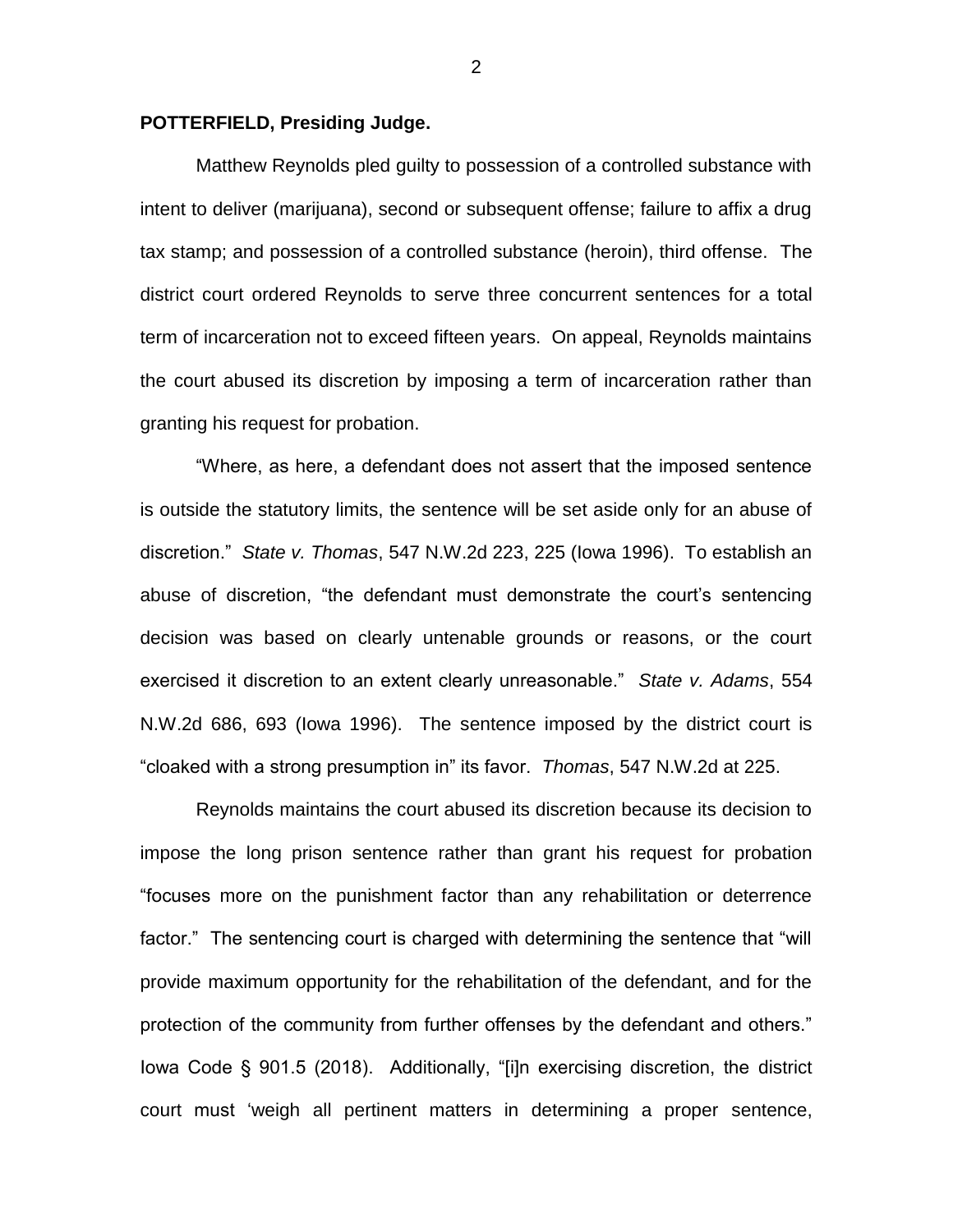**POTTERFIELD, Presiding Judge.**

Matthew Reynolds pled guilty to possession of a controlled substance with intent to deliver (marijuana), second or subsequent offense; failure to affix a drug tax stamp; and possession of a controlled substance (heroin), third offense. The district court ordered Reynolds to serve three concurrent sentences for a total term of incarceration not to exceed fifteen years. On appeal, Reynolds maintains the court abused its discretion by imposing a term of incarceration rather than granting his request for probation.

"Where, as here, a defendant does not assert that the imposed sentence is outside the statutory limits, the sentence will be set aside only for an abuse of discretion." *State v. Thomas*, 547 N.W.2d 223, 225 (Iowa 1996). To establish an abuse of discretion, "the defendant must demonstrate the court's sentencing decision was based on clearly untenable grounds or reasons, or the court exercised it discretion to an extent clearly unreasonable." *State v. Adams*, 554 N.W.2d 686, 693 (Iowa 1996). The sentence imposed by the district court is "cloaked with a strong presumption in" its favor. *Thomas*, 547 N.W.2d at 225.

Reynolds maintains the court abused its discretion because its decision to impose the long prison sentence rather than grant his request for probation "focuses more on the punishment factor than any rehabilitation or deterrence factor." The sentencing court is charged with determining the sentence that "will provide maximum opportunity for the rehabilitation of the defendant, and for the protection of the community from further offenses by the defendant and others." Iowa Code § 901.5 (2018). Additionally, "[i]n exercising discretion, the district court must 'weigh all pertinent matters in determining a proper sentence,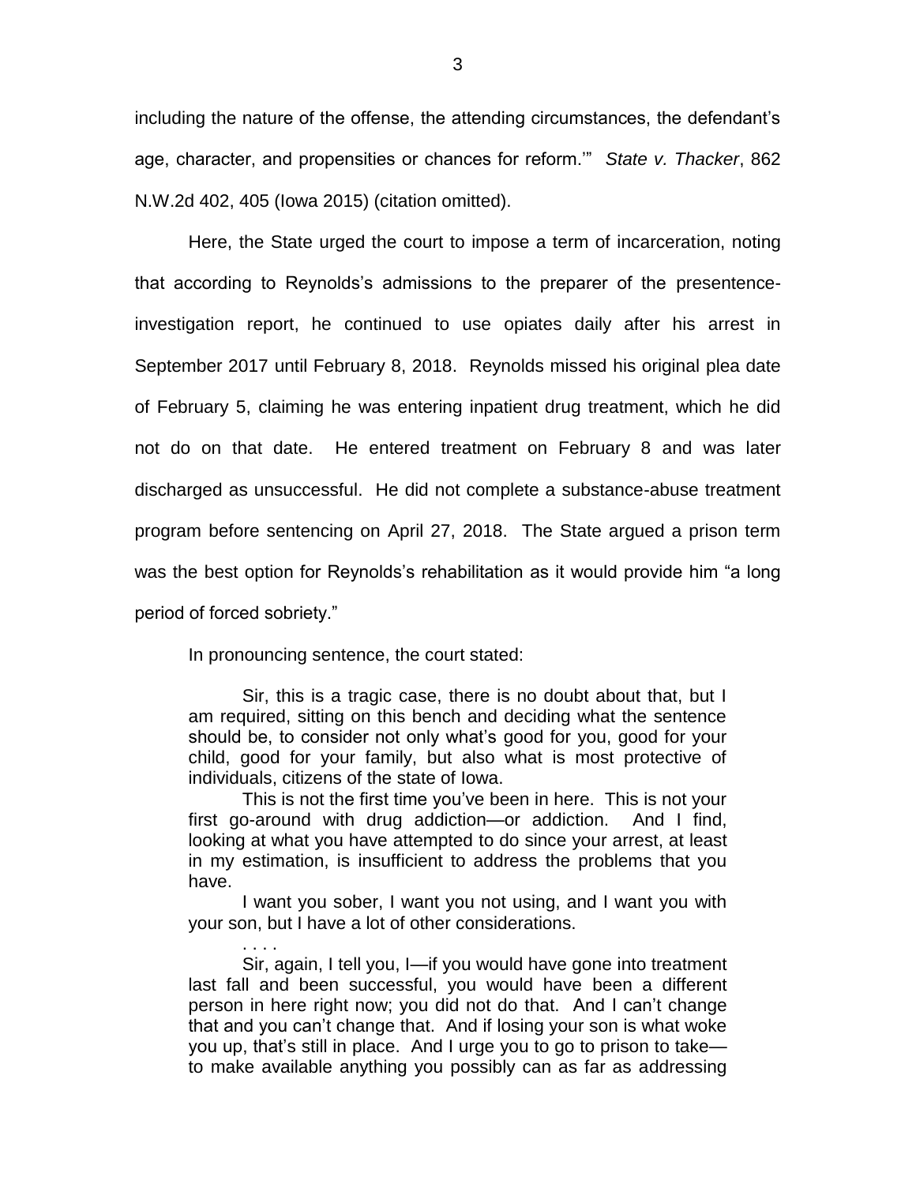including the nature of the offense, the attending circumstances, the defendant's age, character, and propensities or chances for reform.'" *State v. Thacker*, 862 N.W.2d 402, 405 (Iowa 2015) (citation omitted).

Here, the State urged the court to impose a term of incarceration, noting that according to Reynolds's admissions to the preparer of the presentence-investigation report, he continued to use opiates daily after his arrest in September 2017 until February 8, 2018. Reynolds missed his original plea date of February 5, claiming he was entering inpatient drug treatment, which he did not do on that date. He entered treatment on February 8 and was later discharged as unsuccessful. He did not complete a substance-abuse treatment program before sentencing on April 27, 2018. The State argued a prison term was the best option for Reynolds's rehabilitation as it would provide him "a long period of forced sobriety."

In pronouncing sentence, the court stated:

> Sir, this is a tragic case, there is no doubt about that, but I am required, sitting on this bench and deciding what the sentence should be, to consider not only what's good for you, good for your child, good for your family, but also what is most protective of individuals, citizens of the state of Iowa.
>
> This is not the first time you've been in here. This is not your first go-around with drug addiction—or addiction. And I find, looking at what you have attempted to do since your arrest, at least in my estimation, is insufficient to address the problems that you have.
>
> I want you sober, I want you not using, and I want you with your son, but I have a lot of other considerations.
>
> . . . .
>
> Sir, again, I tell you, I—if you would have gone into treatment last fall and been successful, you would have been a different person in here right now; you did not do that. And I can't change that and you can't change that. And if losing your son is what woke you up, that's still in place. And I urge you to go to prison to take—to make available anything you possibly can as far as addressing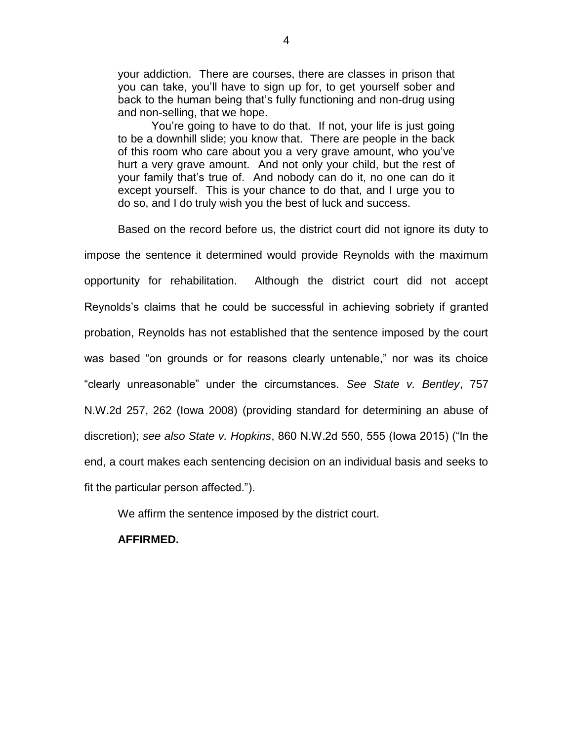> your addiction. There are courses, there are classes in prison that you can take, you'll have to sign up for, to get yourself sober and back to the human being that's fully functioning and non-drug using and non-selling, that we hope.
>
> You're going to have to do that. If not, your life is just going to be a downhill slide; you know that. There are people in the back of this room who care about you a very grave amount, who you've hurt a very grave amount. And not only your child, but the rest of your family that's true of. And nobody can do it, no one can do it except yourself. This is your chance to do that, and I urge you to do so, and I do truly wish you the best of luck and success.

Based on the record before us, the district court did not ignore its duty to impose the sentence it determined would provide Reynolds with the maximum opportunity for rehabilitation. Although the district court did not accept Reynolds's claims that he could be successful in achieving sobriety if granted probation, Reynolds has not established that the sentence imposed by the court was based "on grounds or for reasons clearly untenable," nor was its choice "clearly unreasonable" under the circumstances. *See State v. Bentley*, 757 N.W.2d 257, 262 (Iowa 2008) (providing standard for determining an abuse of discretion); *see also State v. Hopkins*, 860 N.W.2d 550, 555 (Iowa 2015) ("In the end, a court makes each sentencing decision on an individual basis and seeks to fit the particular person affected.").

We affirm the sentence imposed by the district court.

**AFFIRMED.**